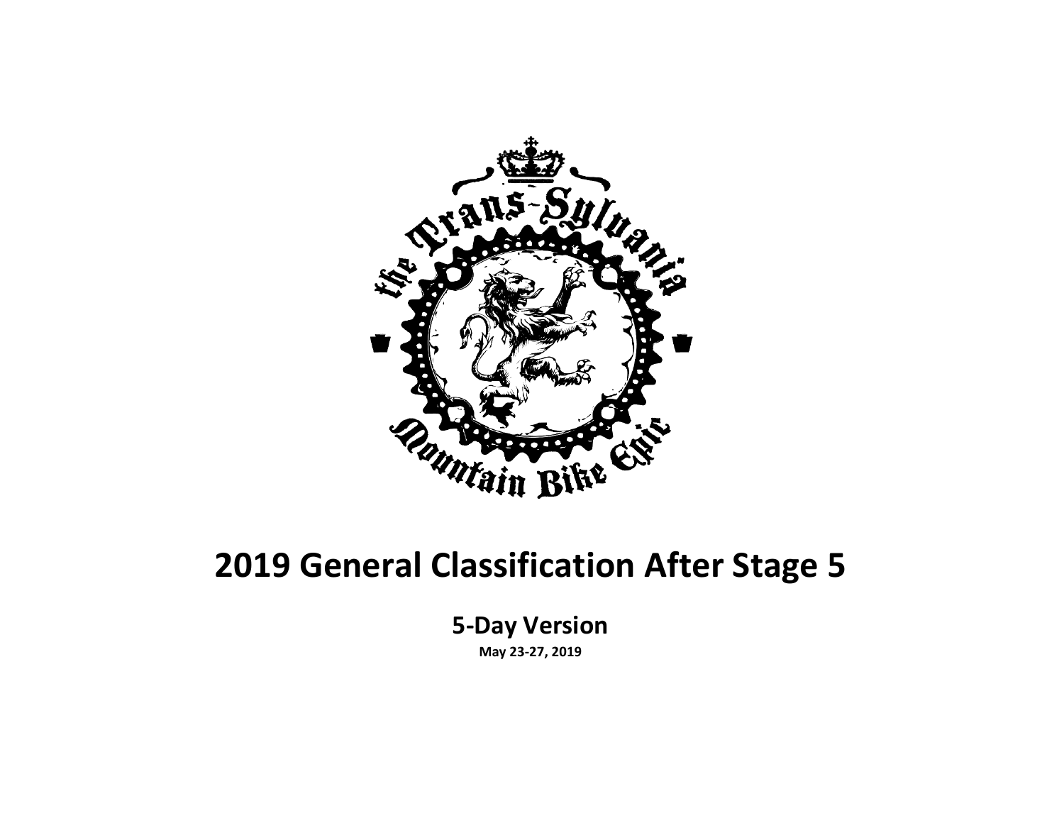# 2019 General Classification After Stage 5

## 5-Day Version

**May 23-27, 2019**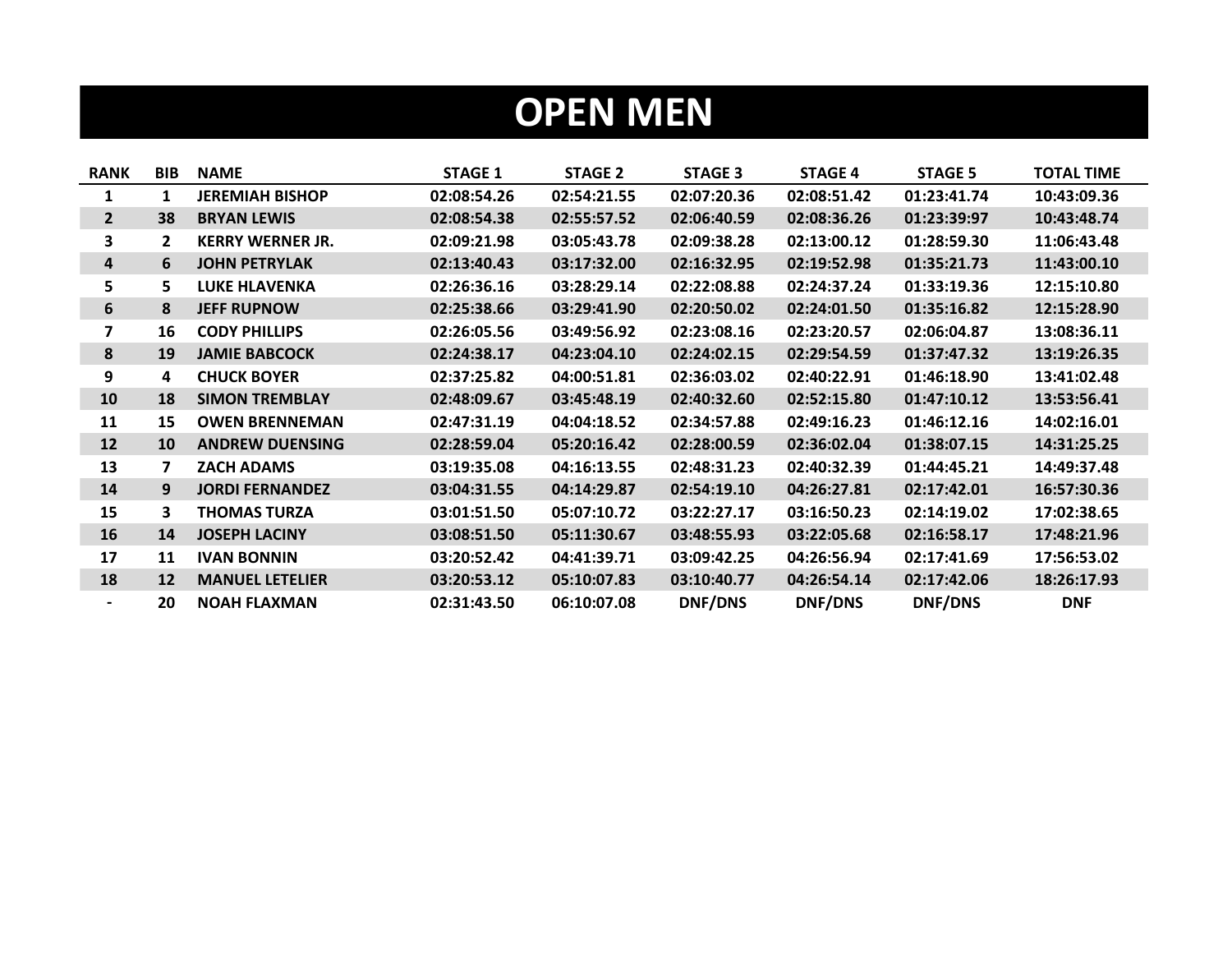# OPEN MEN

| RANK | BIB | NAME | STAGE 1 | STAGE 2 | STAGE 3 | STAGE 4 | STAGE 5 | TOTAL TIME |
|---|---|---|---|---|---|---|---|---|
| 1 | 1 | JEREMIAH BISHOP | 02:08:54.26 | 02:54:21.55 | 02:07:20.36 | 02:08:51.42 | 01:23:41.74 | 10:43:09.36 |
| 2 | 38 | BRYAN LEWIS | 02:08:54.38 | 02:55:57.52 | 02:06:40.59 | 02:08:36.26 | 01:23:39:97 | 10:43:48.74 |
| 3 | 2 | KERRY WERNER JR. | 02:09:21.98 | 03:05:43.78 | 02:09:38.28 | 02:13:00.12 | 01:28:59.30 | 11:06:43.48 |
| 4 | 6 | JOHN PETRYLAK | 02:13:40.43 | 03:17:32.00 | 02:16:32.95 | 02:19:52.98 | 01:35:21.73 | 11:43:00.10 |
| 5 | 5 | LUKE HLAVENKA | 02:26:36.16 | 03:28:29.14 | 02:22:08.88 | 02:24:37.24 | 01:33:19.36 | 12:15:10.80 |
| 6 | 8 | JEFF RUPNOW | 02:25:38.66 | 03:29:41.90 | 02:20:50.02 | 02:24:01.50 | 01:35:16.82 | 12:15:28.90 |
| 7 | 16 | CODY PHILLIPS | 02:26:05.56 | 03:49:56.92 | 02:23:08.16 | 02:23:20.57 | 02:06:04.87 | 13:08:36.11 |
| 8 | 19 | JAMIE BABCOCK | 02:24:38.17 | 04:23:04.10 | 02:24:02.15 | 02:29:54.59 | 01:37:47.32 | 13:19:26.35 |
| 9 | 4 | CHUCK BOYER | 02:37:25.82 | 04:00:51.81 | 02:36:03.02 | 02:40:22.91 | 01:46:18.90 | 13:41:02.48 |
| 10 | 18 | SIMON TREMBLAY | 02:48:09.67 | 03:45:48.19 | 02:40:32.60 | 02:52:15.80 | 01:47:10.12 | 13:53:56.41 |
| 11 | 15 | OWEN BRENNEMAN | 02:47:31.19 | 04:04:18.52 | 02:34:57.88 | 02:49:16.23 | 01:46:12.16 | 14:02:16.01 |
| 12 | 10 | ANDREW DUENSING | 02:28:59.04 | 05:20:16.42 | 02:28:00.59 | 02:36:02.04 | 01:38:07.15 | 14:31:25.25 |
| 13 | 7 | ZACH ADAMS | 03:19:35.08 | 04:16:13.55 | 02:48:31.23 | 02:40:32.39 | 01:44:45.21 | 14:49:37.48 |
| 14 | 9 | JORDI FERNANDEZ | 03:04:31.55 | 04:14:29.87 | 02:54:19.10 | 04:26:27.81 | 02:17:42.01 | 16:57:30.36 |
| 15 | 3 | THOMAS TURZA | 03:01:51.50 | 05:07:10.72 | 03:22:27.17 | 03:16:50.23 | 02:14:19.02 | 17:02:38.65 |
| 16 | 14 | JOSEPH LACINY | 03:08:51.50 | 05:11:30.67 | 03:48:55.93 | 03:22:05.68 | 02:16:58.17 | 17:48:21.96 |
| 17 | 11 | IVAN BONNIN | 03:20:52.42 | 04:41:39.71 | 03:09:42.25 | 04:26:56.94 | 02:17:41.69 | 17:56:53.02 |
| 18 | 12 | MANUEL LETELIER | 03:20:53.12 | 05:10:07.83 | 03:10:40.77 | 04:26:54.14 | 02:17:42.06 | 18:26:17.93 |
| - | 20 | NOAH FLAXMAN | 02:31:43.50 | 06:10:07.08 | DNF/DNS | DNF/DNS | DNF/DNS | DNF |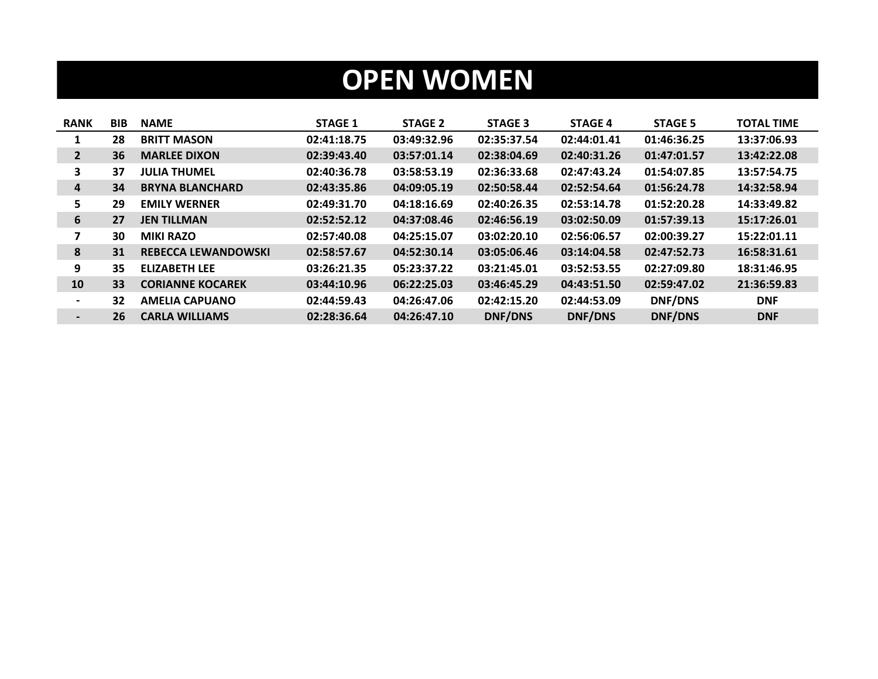# OPEN WOMEN

| RANK | BIB | NAME | STAGE 1 | STAGE 2 | STAGE 3 | STAGE 4 | STAGE 5 | TOTAL TIME |
|---|---|---|---|---|---|---|---|---|
| 1 | 28 | BRITT MASON | 02:41:18.75 | 03:49:32.96 | 02:35:37.54 | 02:44:01.41 | 01:46:36.25 | 13:37:06.93 |
| 2 | 36 | MARLEE DIXON | 02:39:43.40 | 03:57:01.14 | 02:38:04.69 | 02:40:31.26 | 01:47:01.57 | 13:42:22.08 |
| 3 | 37 | JULIA THUMEL | 02:40:36.78 | 03:58:53.19 | 02:36:33.68 | 02:47:43.24 | 01:54:07.85 | 13:57:54.75 |
| 4 | 34 | BRYNA BLANCHARD | 02:43:35.86 | 04:09:05.19 | 02:50:58.44 | 02:52:54.64 | 01:56:24.78 | 14:32:58.94 |
| 5 | 29 | EMILY WERNER | 02:49:31.70 | 04:18:16.69 | 02:40:26.35 | 02:53:14.78 | 01:52:20.28 | 14:33:49.82 |
| 6 | 27 | JEN TILLMAN | 02:52:52.12 | 04:37:08.46 | 02:46:56.19 | 03:02:50.09 | 01:57:39.13 | 15:17:26.01 |
| 7 | 30 | MIKI RAZO | 02:57:40.08 | 04:25:15.07 | 03:02:20.10 | 02:56:06.57 | 02:00:39.27 | 15:22:01.11 |
| 8 | 31 | REBECCA LEWANDOWSKI | 02:58:57.67 | 04:52:30.14 | 03:05:06.46 | 03:14:04.58 | 02:47:52.73 | 16:58:31.61 |
| 9 | 35 | ELIZABETH LEE | 03:26:21.35 | 05:23:37.22 | 03:21:45.01 | 03:52:53.55 | 02:27:09.80 | 18:31:46.95 |
| 10 | 33 | CORIANNE KOCAREK | 03:44:10.96 | 06:22:25.03 | 03:46:45.29 | 04:43:51.50 | 02:59:47.02 | 21:36:59.83 |
| - | 32 | AMELIA CAPUANO | 02:44:59.43 | 04:26:47.06 | 02:42:15.20 | 02:44:53.09 | DNF/DNS | DNF |
| - | 26 | CARLA WILLIAMS | 02:28:36.64 | 04:26:47.10 | DNF/DNS | DNF/DNS | DNF/DNS | DNF |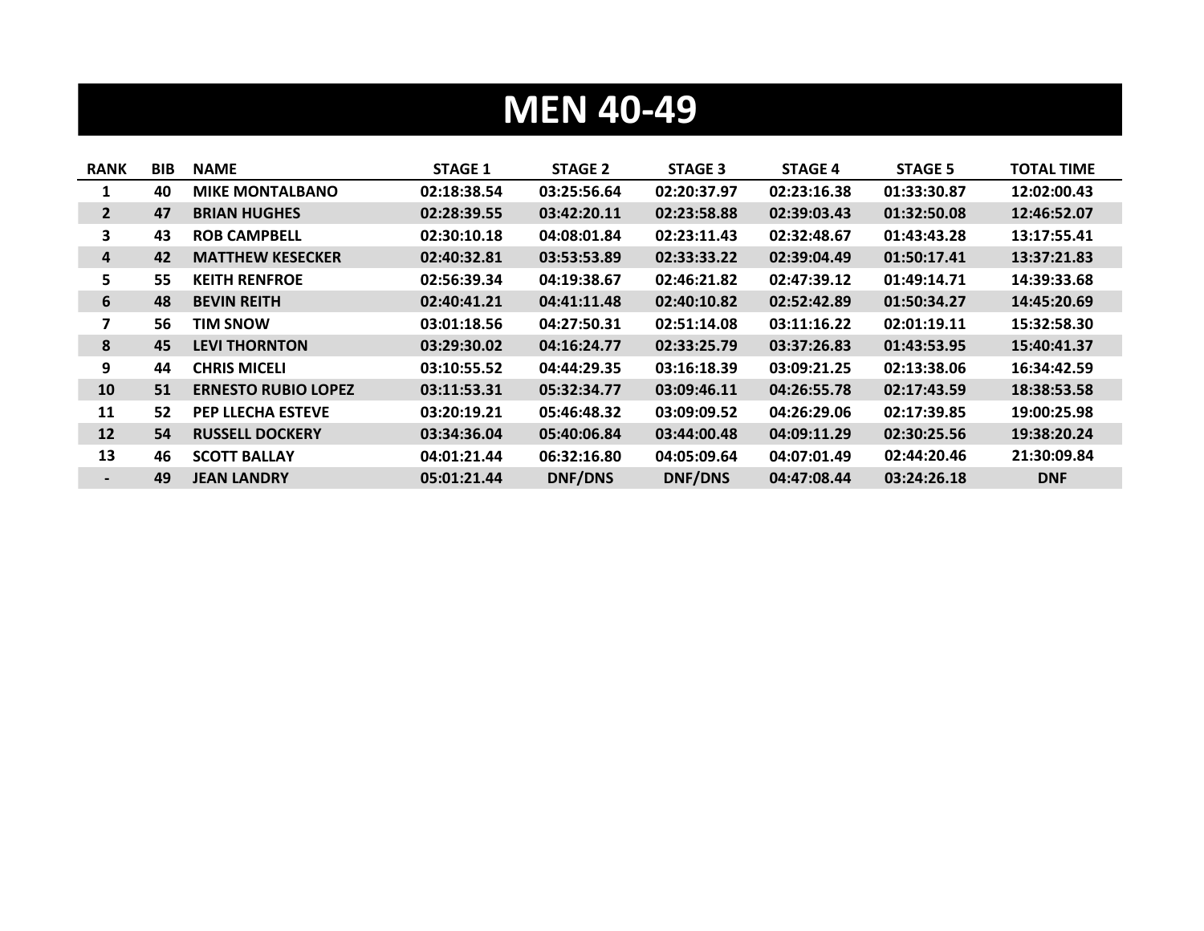# MEN 40-49

| RANK | BIB | NAME | STAGE 1 | STAGE 2 | STAGE 3 | STAGE 4 | STAGE 5 | TOTAL TIME |
|---|---|---|---|---|---|---|---|---|
| 1 | 40 | MIKE MONTALBANO | 02:18:38.54 | 03:25:56.64 | 02:20:37.97 | 02:23:16.38 | 01:33:30.87 | 12:02:00.43 |
| 2 | 47 | BRIAN HUGHES | 02:28:39.55 | 03:42:20.11 | 02:23:58.88 | 02:39:03.43 | 01:32:50.08 | 12:46:52.07 |
| 3 | 43 | ROB CAMPBELL | 02:30:10.18 | 04:08:01.84 | 02:23:11.43 | 02:32:48.67 | 01:43:43.28 | 13:17:55.41 |
| 4 | 42 | MATTHEW KESECKER | 02:40:32.81 | 03:53:53.89 | 02:33:33.22 | 02:39:04.49 | 01:50:17.41 | 13:37:21.83 |
| 5 | 55 | KEITH RENFROE | 02:56:39.34 | 04:19:38.67 | 02:46:21.82 | 02:47:39.12 | 01:49:14.71 | 14:39:33.68 |
| 6 | 48 | BEVIN REITH | 02:40:41.21 | 04:41:11.48 | 02:40:10.82 | 02:52:42.89 | 01:50:34.27 | 14:45:20.69 |
| 7 | 56 | TIM SNOW | 03:01:18.56 | 04:27:50.31 | 02:51:14.08 | 03:11:16.22 | 02:01:19.11 | 15:32:58.30 |
| 8 | 45 | LEVI THORNTON | 03:29:30.02 | 04:16:24.77 | 02:33:25.79 | 03:37:26.83 | 01:43:53.95 | 15:40:41.37 |
| 9 | 44 | CHRIS MICELI | 03:10:55.52 | 04:44:29.35 | 03:16:18.39 | 03:09:21.25 | 02:13:38.06 | 16:34:42.59 |
| 10 | 51 | ERNESTO RUBIO LOPEZ | 03:11:53.31 | 05:32:34.77 | 03:09:46.11 | 04:26:55.78 | 02:17:43.59 | 18:38:53.58 |
| 11 | 52 | PEP LLECHA ESTEVE | 03:20:19.21 | 05:46:48.32 | 03:09:09.52 | 04:26:29.06 | 02:17:39.85 | 19:00:25.98 |
| 12 | 54 | RUSSELL DOCKERY | 03:34:36.04 | 05:40:06.84 | 03:44:00.48 | 04:09:11.29 | 02:30:25.56 | 19:38:20.24 |
| 13 | 46 | SCOTT BALLAY | 04:01:21.44 | 06:32:16.80 | 04:05:09.64 | 04:07:01.49 | 02:44:20.46 | 21:30:09.84 |
| - | 49 | JEAN LANDRY | 05:01:21.44 | DNF/DNS | DNF/DNS | 04:47:08.44 | 03:24:26.18 | DNF |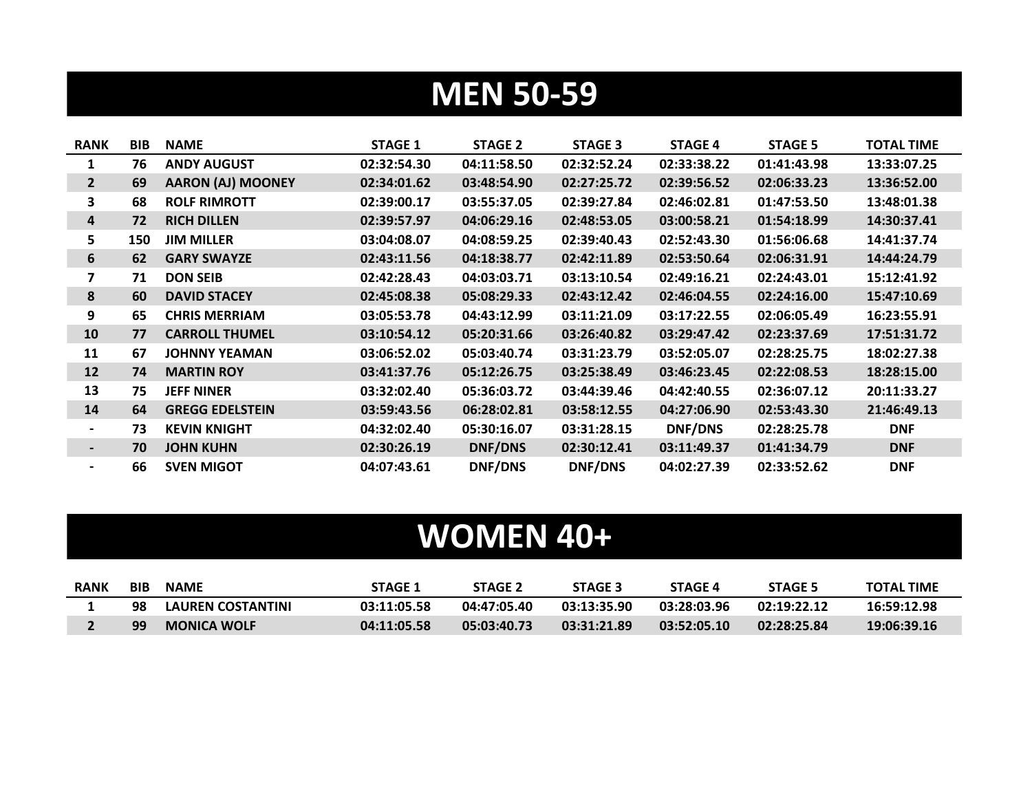# MEN 50-59

| RANK | BIB | NAME | STAGE 1 | STAGE 2 | STAGE 3 | STAGE 4 | STAGE 5 | TOTAL TIME |
|---|---|---|---|---|---|---|---|---|
| 1 | 76 | ANDY AUGUST | 02:32:54.30 | 04:11:58.50 | 02:32:52.24 | 02:33:38.22 | 01:41:43.98 | 13:33:07.25 |
| 2 | 69 | AARON (AJ) MOONEY | 02:34:01.62 | 03:48:54.90 | 02:27:25.72 | 02:39:56.52 | 02:06:33.23 | 13:36:52.00 |
| 3 | 68 | ROLF RIMROTT | 02:39:00.17 | 03:55:37.05 | 02:39:27.84 | 02:46:02.81 | 01:47:53.50 | 13:48:01.38 |
| 4 | 72 | RICH DILLEN | 02:39:57.97 | 04:06:29.16 | 02:48:53.05 | 03:00:58.21 | 01:54:18.99 | 14:30:37.41 |
| 5 | 150 | JIM MILLER | 03:04:08.07 | 04:08:59.25 | 02:39:40.43 | 02:52:43.30 | 01:56:06.68 | 14:41:37.74 |
| 6 | 62 | GARY SWAYZE | 02:43:11.56 | 04:18:38.77 | 02:42:11.89 | 02:53:50.64 | 02:06:31.91 | 14:44:24.79 |
| 7 | 71 | DON SEIB | 02:42:28.43 | 04:03:03.71 | 03:13:10.54 | 02:49:16.21 | 02:24:43.01 | 15:12:41.92 |
| 8 | 60 | DAVID STACEY | 02:45:08.38 | 05:08:29.33 | 02:43:12.42 | 02:46:04.55 | 02:24:16.00 | 15:47:10.69 |
| 9 | 65 | CHRIS MERRIAM | 03:05:53.78 | 04:43:12.99 | 03:11:21.09 | 03:17:22.55 | 02:06:05.49 | 16:23:55.91 |
| 10 | 77 | CARROLL THUMEL | 03:10:54.12 | 05:20:31.66 | 03:26:40.82 | 03:29:47.42 | 02:23:37.69 | 17:51:31.72 |
| 11 | 67 | JOHNNY YEAMAN | 03:06:52.02 | 05:03:40.74 | 03:31:23.79 | 03:52:05.07 | 02:28:25.75 | 18:02:27.38 |
| 12 | 74 | MARTIN ROY | 03:41:37.76 | 05:12:26.75 | 03:25:38.49 | 03:46:23.45 | 02:22:08.53 | 18:28:15.00 |
| 13 | 75 | JEFF NINER | 03:32:02.40 | 05:36:03.72 | 03:44:39.46 | 04:42:40.55 | 02:36:07.12 | 20:11:33.27 |
| 14 | 64 | GREGG EDELSTEIN | 03:59:43.56 | 06:28:02.81 | 03:58:12.55 | 04:27:06.90 | 02:53:43.30 | 21:46:49.13 |
| - | 73 | KEVIN KNIGHT | 04:32:02.40 | 05:30:16.07 | 03:31:28.15 | DNF/DNS | 02:28:25.78 | DNF |
| - | 70 | JOHN KUHN | 02:30:26.19 | DNF/DNS | 02:30:12.41 | 03:11:49.37 | 01:41:34.79 | DNF |
| - | 66 | SVEN MIGOT | 04:07:43.61 | DNF/DNS | DNF/DNS | 04:02:27.39 | 02:33:52.62 | DNF |

# WOMEN 40+

| RANK | BIB | NAME | STAGE 1 | STAGE 2 | STAGE 3 | STAGE 4 | STAGE 5 | TOTAL TIME |
|---|---|---|---|---|---|---|---|---|
| 1 | 98 | LAUREN COSTANTINI | 03:11:05.58 | 04:47:05.40 | 03:13:35.90 | 03:28:03.96 | 02:19:22.12 | 16:59:12.98 |
| 2 | 99 | MONICA WOLF | 04:11:05.58 | 05:03:40.73 | 03:31:21.89 | 03:52:05.10 | 02:28:25.84 | 19:06:39.16 |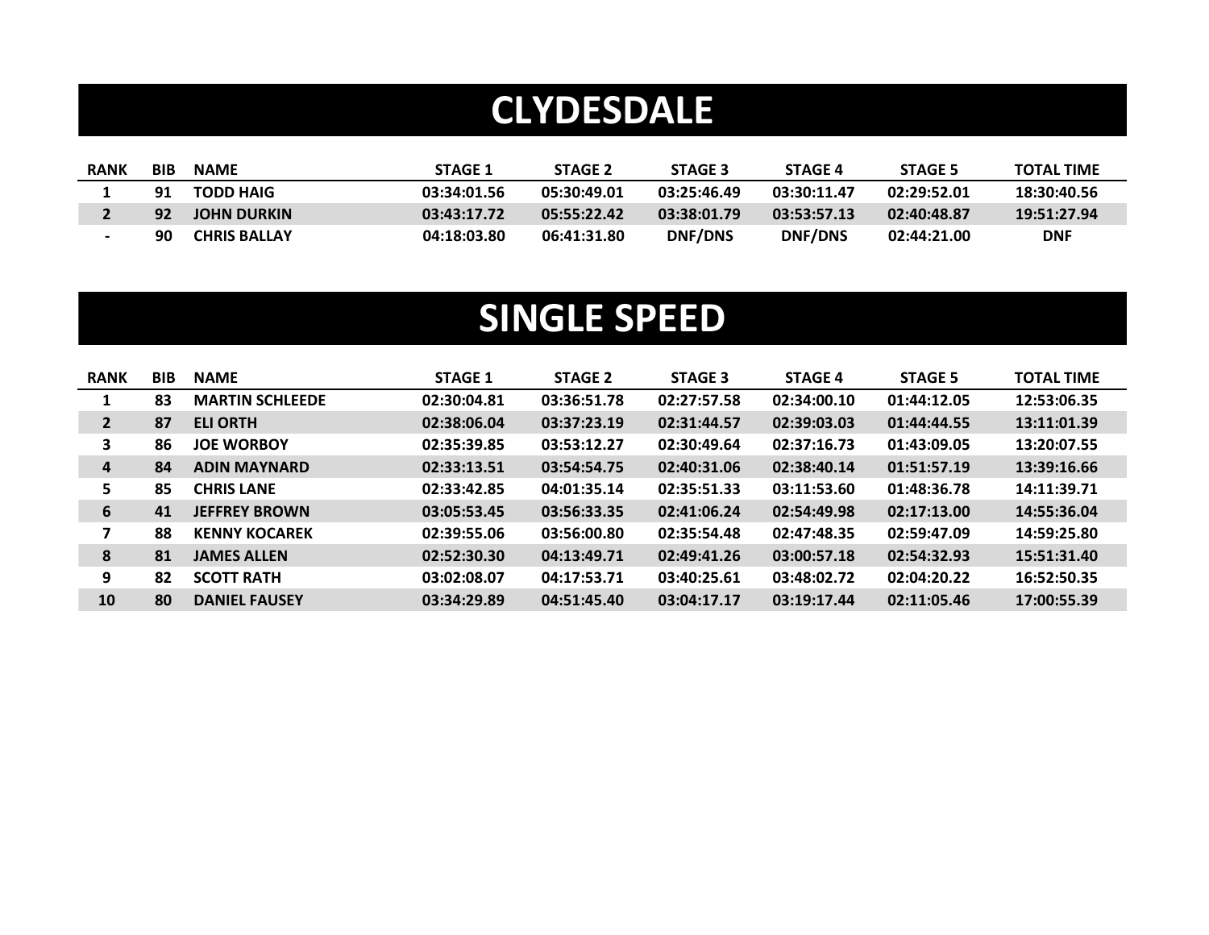# CLYDESDALE

| RANK | BIB | NAME | STAGE 1 | STAGE 2 | STAGE 3 | STAGE 4 | STAGE 5 | TOTAL TIME |
|---|---|---|---|---|---|---|---|---|
| 1 | 91 | TODD HAIG | 03:34:01.56 | 05:30:49.01 | 03:25:46.49 | 03:30:11.47 | 02:29:52.01 | 18:30:40.56 |
| 2 | 92 | JOHN DURKIN | 03:43:17.72 | 05:55:22.42 | 03:38:01.79 | 03:53:57.13 | 02:40:48.87 | 19:51:27.94 |
| - | 90 | CHRIS BALLAY | 04:18:03.80 | 06:41:31.80 | DNF/DNS | DNF/DNS | 02:44:21.00 | DNF |

# SINGLE SPEED

| RANK | BIB | NAME | STAGE 1 | STAGE 2 | STAGE 3 | STAGE 4 | STAGE 5 | TOTAL TIME |
|---|---|---|---|---|---|---|---|---|
| 1 | 83 | MARTIN SCHLEEDE | 02:30:04.81 | 03:36:51.78 | 02:27:57.58 | 02:34:00.10 | 01:44:12.05 | 12:53:06.35 |
| 2 | 87 | ELI ORTH | 02:38:06.04 | 03:37:23.19 | 02:31:44.57 | 02:39:03.03 | 01:44:44.55 | 13:11:01.39 |
| 3 | 86 | JOE WORBOY | 02:35:39.85 | 03:53:12.27 | 02:30:49.64 | 02:37:16.73 | 01:43:09.05 | 13:20:07.55 |
| 4 | 84 | ADIN MAYNARD | 02:33:13.51 | 03:54:54.75 | 02:40:31.06 | 02:38:40.14 | 01:51:57.19 | 13:39:16.66 |
| 5 | 85 | CHRIS LANE | 02:33:42.85 | 04:01:35.14 | 02:35:51.33 | 03:11:53.60 | 01:48:36.78 | 14:11:39.71 |
| 6 | 41 | JEFFREY BROWN | 03:05:53.45 | 03:56:33.35 | 02:41:06.24 | 02:54:49.98 | 02:17:13.00 | 14:55:36.04 |
| 7 | 88 | KENNY KOCAREK | 02:39:55.06 | 03:56:00.80 | 02:35:54.48 | 02:47:48.35 | 02:59:47.09 | 14:59:25.80 |
| 8 | 81 | JAMES ALLEN | 02:52:30.30 | 04:13:49.71 | 02:49:41.26 | 03:00:57.18 | 02:54:32.93 | 15:51:31.40 |
| 9 | 82 | SCOTT RATH | 03:02:08.07 | 04:17:53.71 | 03:40:25.61 | 03:48:02.72 | 02:04:20.22 | 16:52:50.35 |
| 10 | 80 | DANIEL FAUSEY | 03:34:29.89 | 04:51:45.40 | 03:04:17.17 | 03:19:17.44 | 02:11:05.46 | 17:00:55.39 |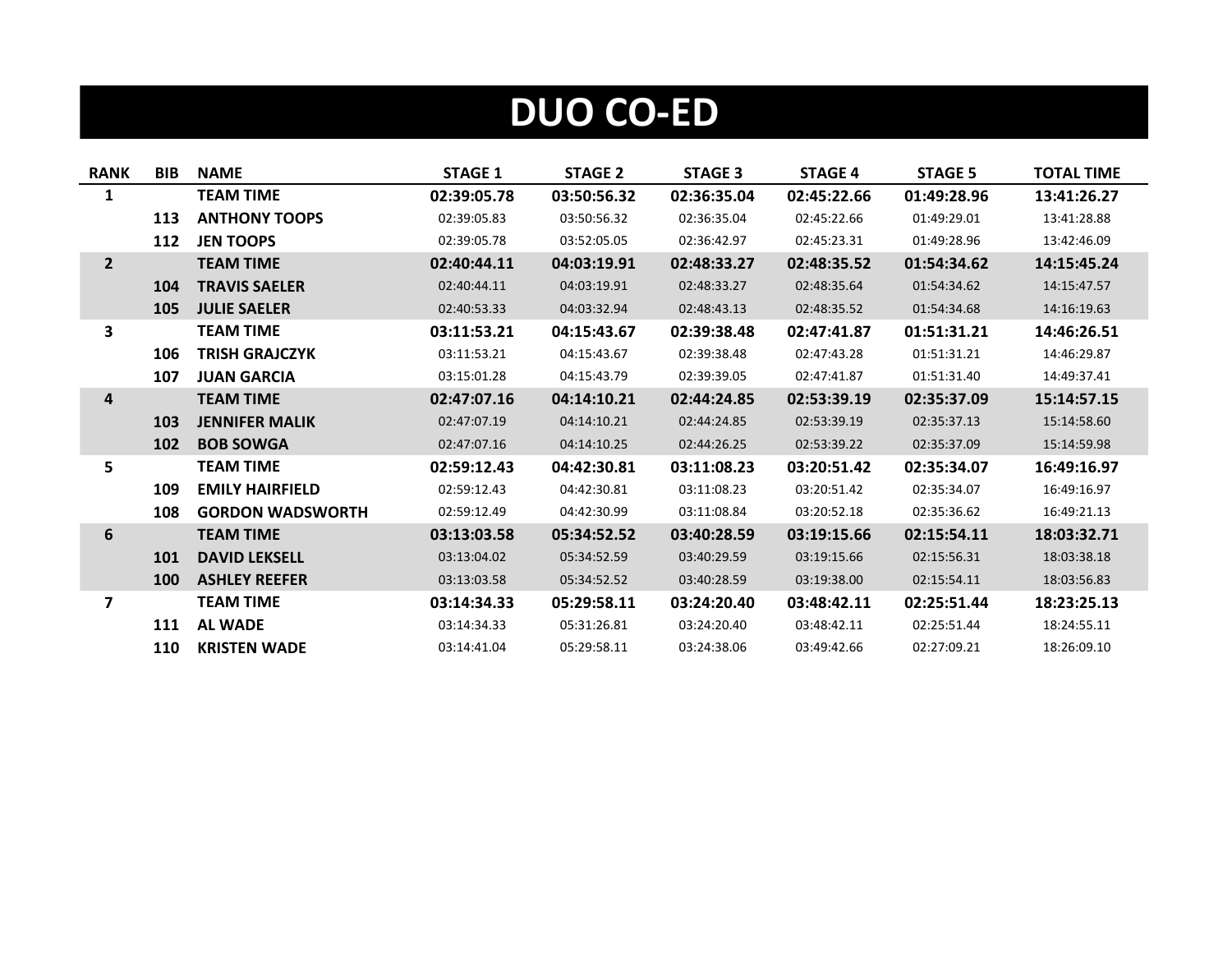# DUO CO-ED

| RANK | BIB | NAME | STAGE 1 | STAGE 2 | STAGE 3 | STAGE 4 | STAGE 5 | TOTAL TIME |
|---|---|---|---|---|---|---|---|---|
| **1** | | **TEAM TIME** | **02:39:05.78** | **03:50:56.32** | **02:36:35.04** | **02:45:22.66** | **01:49:28.96** | **13:41:26.27** |
| | **113** | **ANTHONY TOOPS** | 02:39:05.83 | 03:50:56.32 | 02:36:35.04 | 02:45:22.66 | 01:49:29.01 | 13:41:28.88 |
| | **112** | **JEN TOOPS** | 02:39:05.78 | 03:52:05.05 | 02:36:42.97 | 02:45:23.31 | 01:49:28.96 | 13:42:46.09 |
| **2** | | **TEAM TIME** | **02:40:44.11** | **04:03:19.91** | **02:48:33.27** | **02:48:35.52** | **01:54:34.62** | **14:15:45.24** |
| | **104** | **TRAVIS SAELER** | 02:40:44.11 | 04:03:19.91 | 02:48:33.27 | 02:48:35.64 | 01:54:34.62 | 14:15:47.57 |
| | **105** | **JULIE SAELER** | 02:40:53.33 | 04:03:32.94 | 02:48:43.13 | 02:48:35.52 | 01:54:34.68 | 14:16:19.63 |
| **3** | | **TEAM TIME** | **03:11:53.21** | **04:15:43.67** | **02:39:38.48** | **02:47:41.87** | **01:51:31.21** | **14:46:26.51** |
| | **106** | **TRISH GRAJCZYK** | 03:11:53.21 | 04:15:43.67 | 02:39:38.48 | 02:47:43.28 | 01:51:31.21 | 14:46:29.87 |
| | **107** | **JUAN GARCIA** | 03:15:01.28 | 04:15:43.79 | 02:39:39.05 | 02:47:41.87 | 01:51:31.40 | 14:49:37.41 |
| **4** | | **TEAM TIME** | **02:47:07.16** | **04:14:10.21** | **02:44:24.85** | **02:53:39.19** | **02:35:37.09** | **15:14:57.15** |
| | **103** | **JENNIFER MALIK** | 02:47:07.19 | 04:14:10.21 | 02:44:24.85 | 02:53:39.19 | 02:35:37.13 | 15:14:58.60 |
| | **102** | **BOB SOWGA** | 02:47:07.16 | 04:14:10.25 | 02:44:26.25 | 02:53:39.22 | 02:35:37.09 | 15:14:59.98 |
| **5** | | **TEAM TIME** | **02:59:12.43** | **04:42:30.81** | **03:11:08.23** | **03:20:51.42** | **02:35:34.07** | **16:49:16.97** |
| | **109** | **EMILY HAIRFIELD** | 02:59:12.43 | 04:42:30.81 | 03:11:08.23 | 03:20:51.42 | 02:35:34.07 | 16:49:16.97 |
| | **108** | **GORDON WADSWORTH** | 02:59:12.49 | 04:42:30.99 | 03:11:08.84 | 03:20:52.18 | 02:35:36.62 | 16:49:21.13 |
| **6** | | **TEAM TIME** | **03:13:03.58** | **05:34:52.52** | **03:40:28.59** | **03:19:15.66** | **02:15:54.11** | **18:03:32.71** |
| | **101** | **DAVID LEKSELL** | 03:13:04.02 | 05:34:52.59 | 03:40:29.59 | 03:19:15.66 | 02:15:56.31 | 18:03:38.18 |
| | **100** | **ASHLEY REEFER** | 03:13:03.58 | 05:34:52.52 | 03:40:28.59 | 03:19:38.00 | 02:15:54.11 | 18:03:56.83 |
| **7** | | **TEAM TIME** | **03:14:34.33** | **05:29:58.11** | **03:24:20.40** | **03:48:42.11** | **02:25:51.44** | **18:23:25.13** |
| | **111** | **AL WADE** | 03:14:34.33 | 05:31:26.81 | 03:24:20.40 | 03:48:42.11 | 02:25:51.44 | 18:24:55.11 |
| | **110** | **KRISTEN WADE** | 03:14:41.04 | 05:29:58.11 | 03:24:38.06 | 03:49:42.66 | 02:27:09.21 | 18:26:09.10 |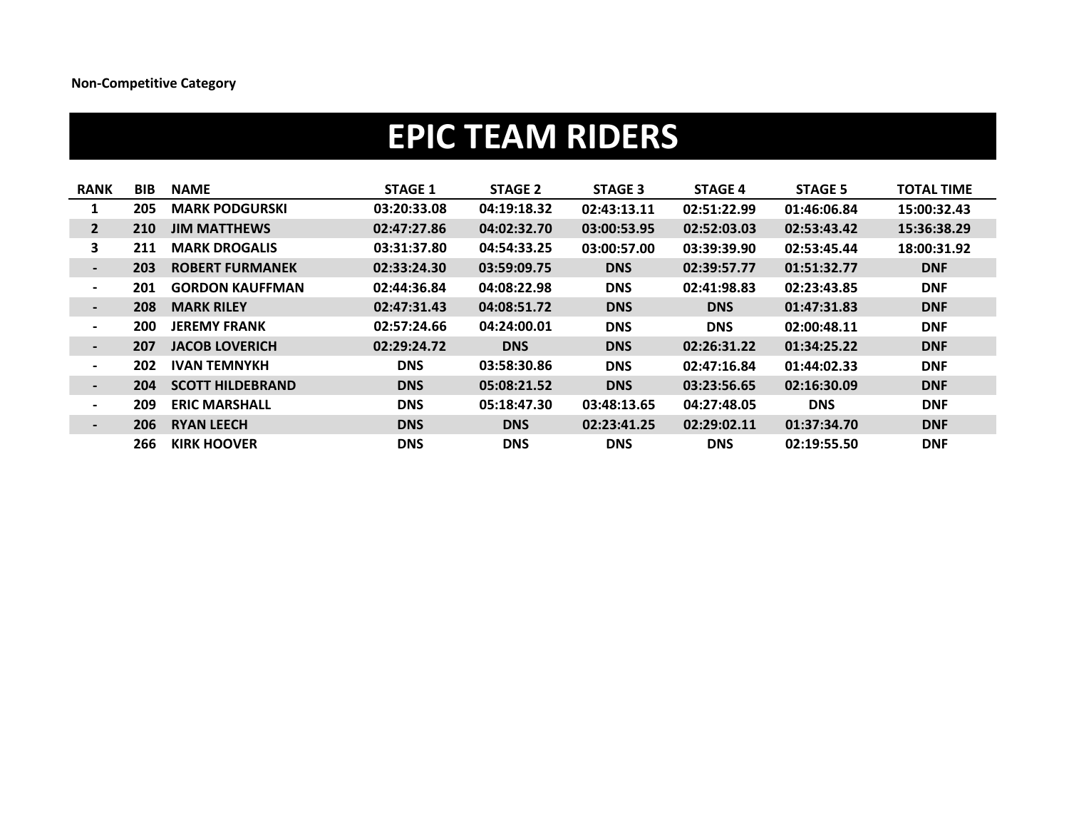**Non-Competitive Category**

# EPIC TEAM RIDERS

| RANK | BIB | NAME | STAGE 1 | STAGE 2 | STAGE 3 | STAGE 4 | STAGE 5 | TOTAL TIME |
|---|---|---|---|---|---|---|---|---|
| 1 | 205 | MARK PODGURSKI | 03:20:33.08 | 04:19:18.32 | 02:43:13.11 | 02:51:22.99 | 01:46:06.84 | 15:00:32.43 |
| 2 | 210 | JIM MATTHEWS | 02:47:27.86 | 04:02:32.70 | 03:00:53.95 | 02:52:03.03 | 02:53:43.42 | 15:36:38.29 |
| 3 | 211 | MARK DROGALIS | 03:31:37.80 | 04:54:33.25 | 03:00:57.00 | 03:39:39.90 | 02:53:45.44 | 18:00:31.92 |
| - | 203 | ROBERT FURMANEK | 02:33:24.30 | 03:59:09.75 | DNS | 02:39:57.77 | 01:51:32.77 | DNF |
| - | 201 | GORDON KAUFFMAN | 02:44:36.84 | 04:08:22.98 | DNS | 02:41:98.83 | 02:23:43.85 | DNF |
| - | 208 | MARK RILEY | 02:47:31.43 | 04:08:51.72 | DNS | DNS | 01:47:31.83 | DNF |
| - | 200 | JEREMY FRANK | 02:57:24.66 | 04:24:00.01 | DNS | DNS | 02:00:48.11 | DNF |
| - | 207 | JACOB LOVERICH | 02:29:24.72 | DNS | DNS | 02:26:31.22 | 01:34:25.22 | DNF |
| - | 202 | IVAN TEMNYKH | DNS | 03:58:30.86 | DNS | 02:47:16.84 | 01:44:02.33 | DNF |
| - | 204 | SCOTT HILDEBRAND | DNS | 05:08:21.52 | DNS | 03:23:56.65 | 02:16:30.09 | DNF |
| - | 209 | ERIC MARSHALL | DNS | 05:18:47.30 | 03:48:13.65 | 04:27:48.05 | DNS | DNF |
| - | 206 | RYAN LEECH | DNS | DNS | 02:23:41.25 | 02:29:02.11 | 01:37:34.70 | DNF |
| | 266 | KIRK HOOVER | DNS | DNS | DNS | DNS | 02:19:55.50 | DNF |